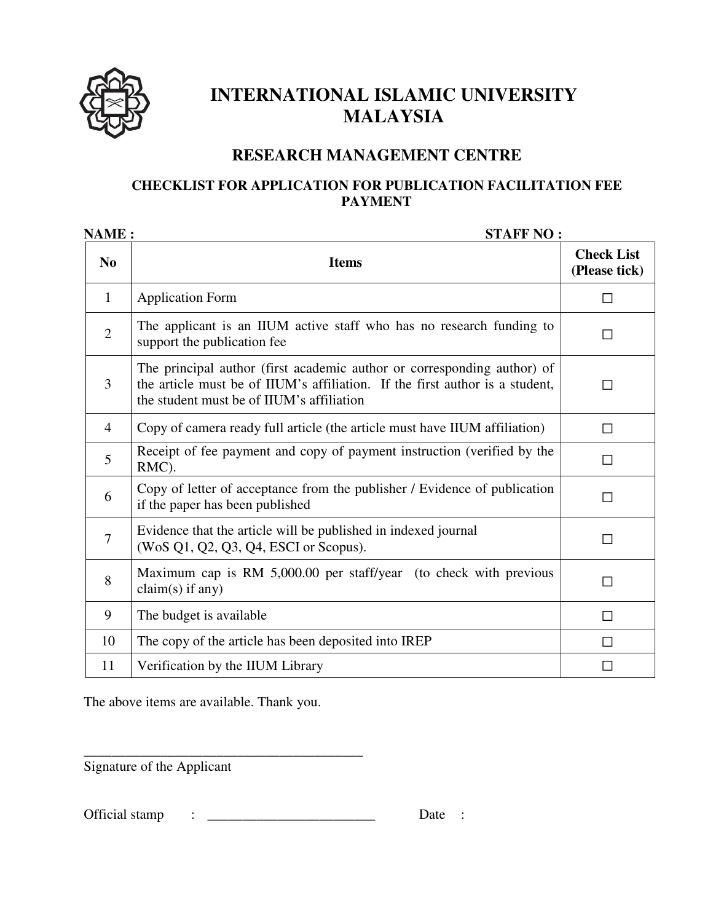# INTERNATIONAL ISLAMIC UNIVERSITY MALAYSIA

## RESEARCH MANAGEMENT CENTRE

### CHECKLIST FOR APPLICATION FOR PUBLICATION FACILITATION FEE PAYMENT

**NAME :** **STAFF NO :**

| No | Items | Check List (Please tick) |
|---|---|---|
| 1 | Application Form | ☐ |
| 2 | The applicant is an IIUM active staff who has no research funding to support the publication fee | ☐ |
| 3 | The principal author (first academic author or corresponding author) of the article must be of IIUM's affiliation. If the first author is a student, the student must be of IIUM's affiliation | ☐ |
| 4 | Copy of camera ready full article (the article must have IIUM affiliation) | ☐ |
| 5 | Receipt of fee payment and copy of payment instruction (verified by the RMC). | ☐ |
| 6 | Copy of letter of acceptance from the publisher / Evidence of publication if the paper has been published | ☐ |
| 7 | Evidence that the article will be published in indexed journal (WoS Q1, Q2, Q3, Q4, ESCI or Scopus). | ☐ |
| 8 | Maximum cap is RM 5,000.00 per staff/year (to check with previous claim(s) if any) | ☐ |
| 9 | The budget is available | ☐ |
| 10 | The copy of the article has been deposited into IREP | ☐ |
| 11 | Verification by the IIUM Library | ☐ |

The above items are available. Thank you.

\_\_\_\_\_\_\_\_\_\_\_\_\_\_\_\_\_\_\_\_\_\_\_\_\_\_\_\_\_\_\_\_\_\_\_\_\_\_\_\_\_\_

Signature of the Applicant

Official stamp : \_\_\_\_\_\_\_\_\_\_\_\_\_\_\_\_\_\_\_\_\_\_\_\_\_ Date :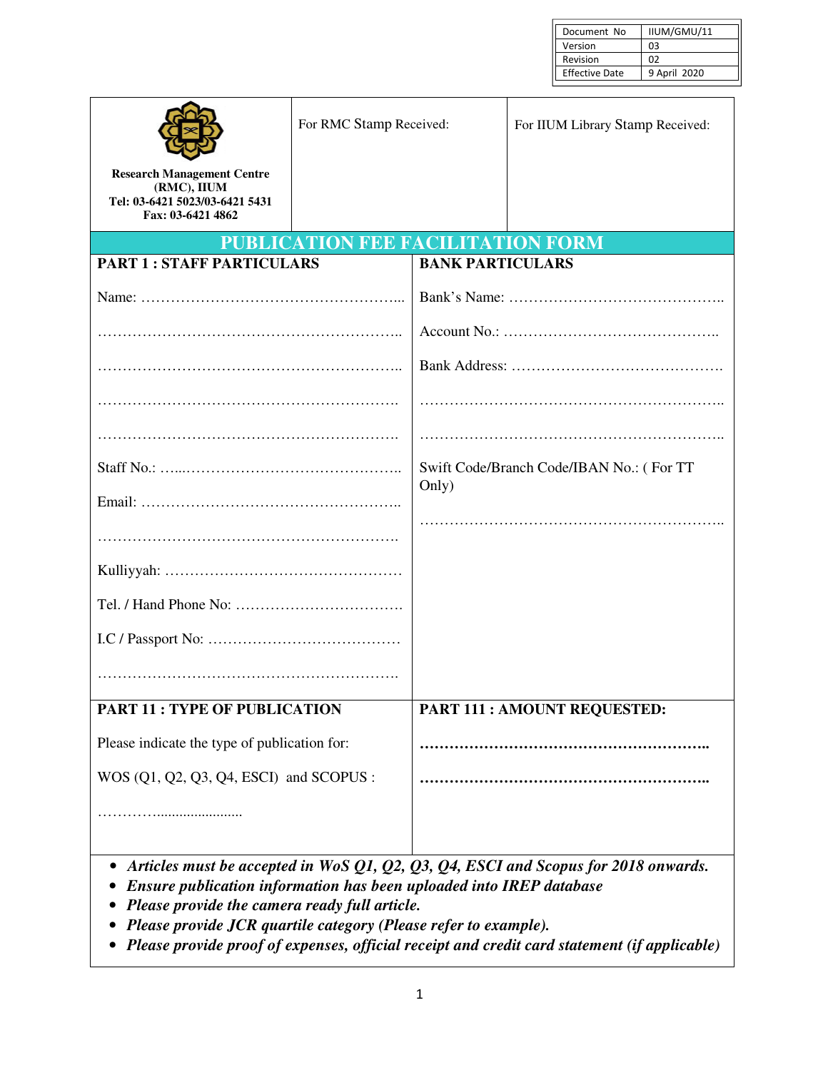| Document No | IIUM/GMU/11 |
|---|---|
| Version | 03 |
| Revision | 02 |
| Effective Date | 9 April 2020 |

| **Research Management Centre (RMC), IIUM**<br>**Tel: 03-6421 5023/03-6421 5431**<br>**Fax: 03-6421 4862** | For RMC Stamp Received: | For IIUM Library Stamp Received: |
|---|---|---|

# PUBLICATION FEE FACILITATION FORM

| **PART 1 : STAFF PARTICULARS** | **BANK PARTICULARS** |
|---|---|
| Name: …………………………………………………... | Bank's Name: …………………………………….. |
| …………………………………………………….. | Account No.: …………………………………….. |
| …………………………………………………….. | Bank Address: ……………………………………. |
| ……………………………………………………. | …………………………………………………….. |
| ……………………………………………………. | …………………………………………………….. |
| Staff No.: …...…………………………………….. | Swift Code/Branch Code/IBAN No.: ( For TT Only) |
| Email: …………………………………………….. | …………………………………………………….. |
| ……………………………………………………. | |
| Kulliyyah: ………………………………………… | |
| Tel. / Hand Phone No: …………………………… | |
| I.C / Passport No: ………………………………… | |
| ……………………………………………………. | |
| **PART 11 : TYPE OF PUBLICATION** | **PART 111 : AMOUNT REQUESTED:** |
| Please indicate the type of publication for: | **…………………………………………………..** |
| WOS (Q1, Q2, Q3, Q4, ESCI) and SCOPUS : | **…………………………………………………..** |
| ………….................... | |

- ***Articles must be accepted in WoS Q1, Q2, Q3, Q4, ESCI and Scopus for 2018 onwards.***
- ***Ensure publication information has been uploaded into IREP database***
- ***Please provide the camera ready full article.***
- ***Please provide JCR quartile category (Please refer to example).***
- ***Please provide proof of expenses, official receipt and credit card statement (if applicable)***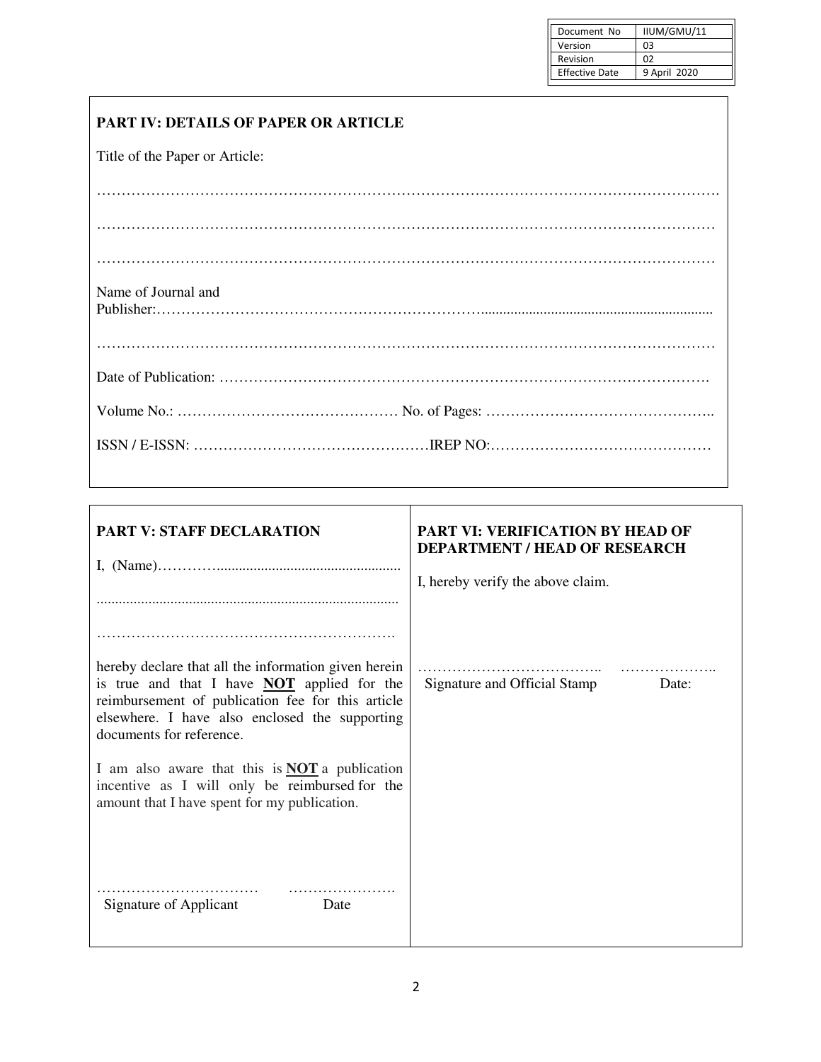| Document No | IIUM/GMU/11 |
|---|---|
| Version | 03 |
| Revision | 02 |
| Effective Date | 9 April 2020 |

**PART IV: DETAILS OF PAPER OR ARTICLE**

Title of the Paper or Article:

……………………………………………………………………………………………………………

……………………………………………………………………………………………………………

……………………………………………………………………………………………………………

Name of Journal and Publisher:……………………………………………………………………………………

……………………………………………………………………………………………………………

Date of Publication: ……………………………………………………………………………………

Volume No.: ……………………………………… No. of Pages: ………………………………………..

ISSN / E-ISSN: …………………………………………IREP NO:………………………………………

**PART V: STAFF DECLARATION**

I, (Name)…………..................................................

.................................................................................

…………………………………………………….

hereby declare that all the information given herein is true and that I have **NOT** applied for the reimbursement of publication fee for this article elsewhere. I have also enclosed the supporting documents for reference.

I am also aware that this is **NOT** a publication incentive as I will only be reimbursed for the amount that I have spent for my publication.

…………………………… ………………….

Signature of Applicant Date

**PART VI: VERIFICATION BY HEAD OF DEPARTMENT / HEAD OF RESEARCH**

I, hereby verify the above claim.

……………………………….. ………………..

Signature and Official Stamp Date: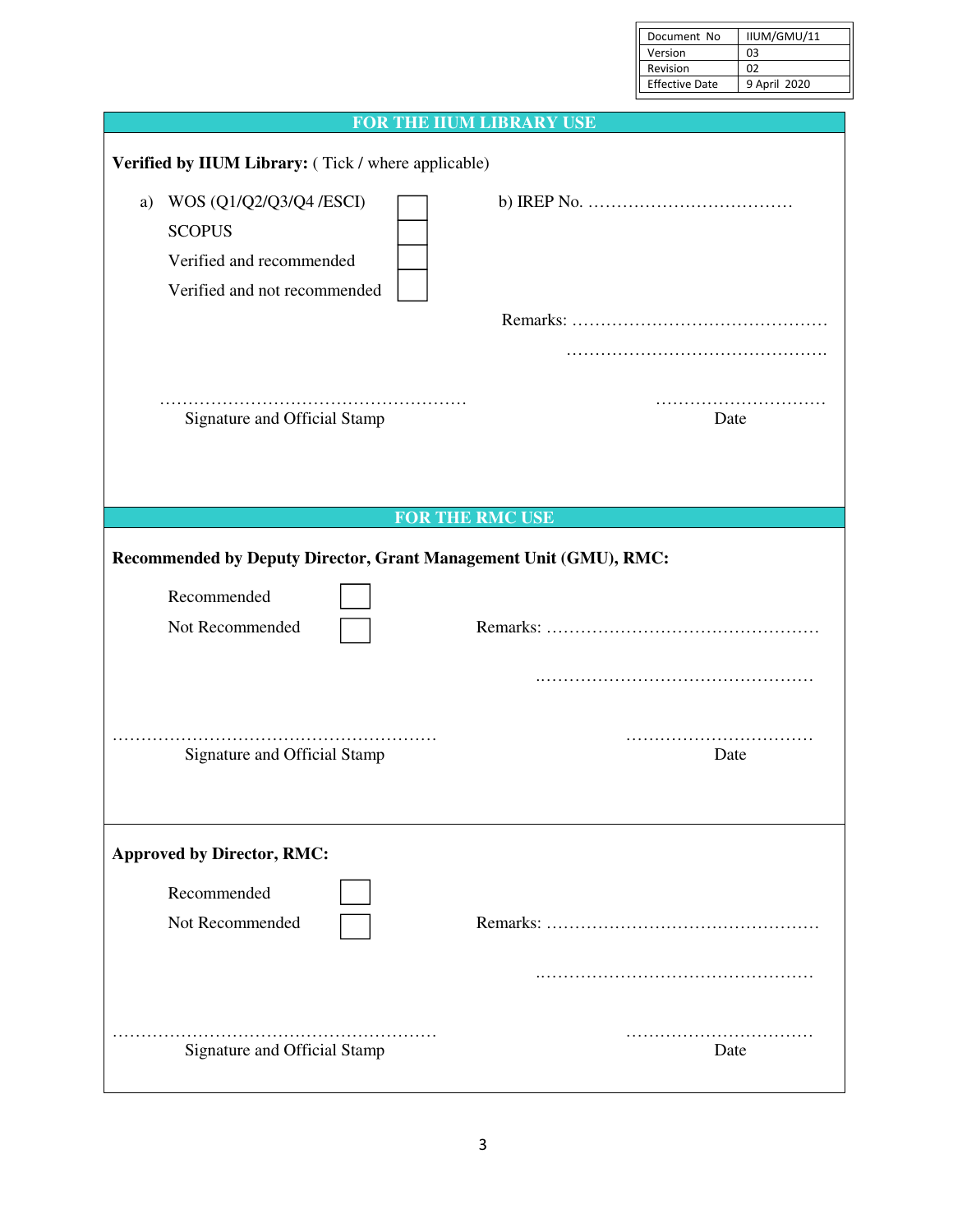| | |
|---|---|
| Document No | IIUM/GMU/11 |
| Version | 03 |
| Revision | 02 |
| Effective Date | 9 April 2020 |

## FOR THE IIUM LIBRARY USE

**Verified by IIUM Library:** ( Tick / where applicable)

a) WOS (Q1/Q2/Q3/Q4 /ESCI) ☐
SCOPUS ☐
Verified and recommended ☐
Verified and not recommended ☐

b) IREP No. ………………………………

Remarks: ………………………………………
………………………………………

……………………………………………… Signature and Official Stamp

………………………… Date

## FOR THE RMC USE

**Recommended by Deputy Director, Grant Management Unit (GMU), RMC:**

Recommended ☐
Not Recommended ☐

Remarks: …………………………………………
…………………………………………

………………………………………………… Signature and Official Stamp

…………………………… Date

**Approved by Director, RMC:**

Recommended ☐
Not Recommended ☐

Remarks: …………………………………………
…………………………………………

………………………………………………… Signature and Official Stamp

…………………………… Date